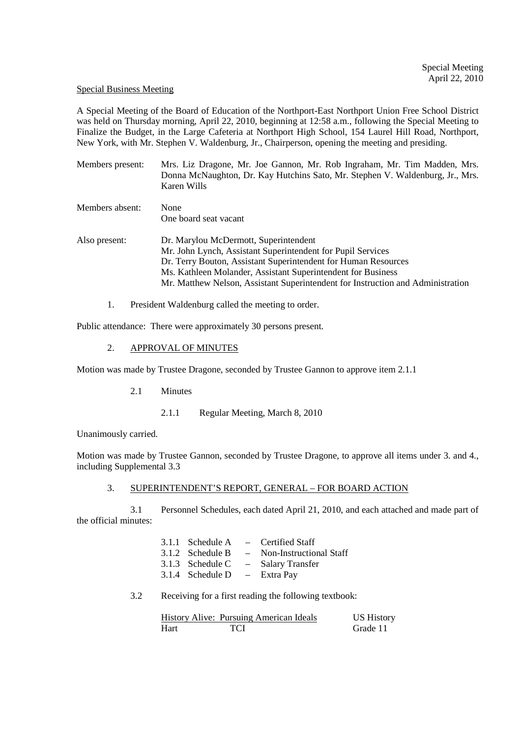Special Meeting
April 22, 2010

Special Business Meeting

A Special Meeting of the Board of Education of the Northport-East Northport Union Free School District was held on Thursday morning, April 22, 2010, beginning at 12:58 a.m., following the Special Meeting to Finalize the Budget, in the Large Cafeteria at Northport High School, 154 Laurel Hill Road, Northport, New York, with Mr. Stephen V. Waldenburg, Jr., Chairperson, opening the meeting and presiding.

Members present: Mrs. Liz Dragone, Mr. Joe Gannon, Mr. Rob Ingraham, Mr. Tim Madden, Mrs. Donna McNaughton, Dr. Kay Hutchins Sato, Mr. Stephen V. Waldenburg, Jr., Mrs. Karen Wills

Members absent: None
One board seat vacant

Also present: Dr. Marylou McDermott, Superintendent
Mr. John Lynch, Assistant Superintendent for Pupil Services
Dr. Terry Bouton, Assistant Superintendent for Human Resources
Ms. Kathleen Molander, Assistant Superintendent for Business
Mr. Matthew Nelson, Assistant Superintendent for Instruction and Administration

1. President Waldenburg called the meeting to order.

Public attendance: There were approximately 30 persons present.

2. APPROVAL OF MINUTES

Motion was made by Trustee Dragone, seconded by Trustee Gannon to approve item 2.1.1

2.1 Minutes

2.1.1 Regular Meeting, March 8, 2010

Unanimously carried.

Motion was made by Trustee Gannon, seconded by Trustee Dragone, to approve all items under 3. and 4., including Supplemental 3.3

3. SUPERINTENDENT'S REPORT, GENERAL – FOR BOARD ACTION

3.1 Personnel Schedules, each dated April 21, 2010, and each attached and made part of the official minutes:

3.1.1 Schedule A – Certified Staff
3.1.2 Schedule B – Non-Instructional Staff
3.1.3 Schedule C – Salary Transfer
3.1.4 Schedule D – Extra Pay

3.2 Receiving for a first reading the following textbook:

| History Alive: Pursuing American Ideals | | US History |
|---|---|---|
| Hart | TCI | Grade 11 |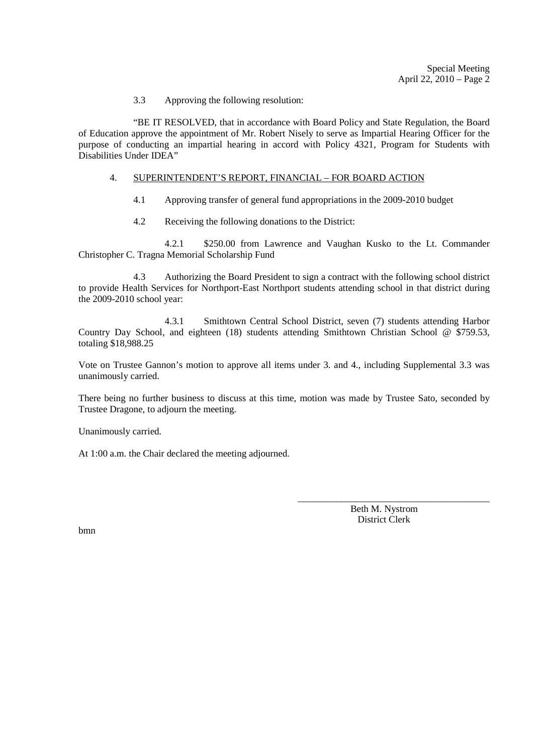3.3 Approving the following resolution:

"BE IT RESOLVED, that in accordance with Board Policy and State Regulation, the Board of Education approve the appointment of Mr. Robert Nisely to serve as Impartial Hearing Officer for the purpose of conducting an impartial hearing in accord with Policy 4321, Program for Students with Disabilities Under IDEA"

4. <u>SUPERINTENDENT'S REPORT, FINANCIAL – FOR BOARD ACTION</u>

4.1 Approving transfer of general fund appropriations in the 2009-2010 budget

4.2 Receiving the following donations to the District:

4.2.1 $250.00 from Lawrence and Vaughan Kusko to the Lt. Commander Christopher C. Tragna Memorial Scholarship Fund

4.3 Authorizing the Board President to sign a contract with the following school district to provide Health Services for Northport-East Northport students attending school in that district during the 2009-2010 school year:

4.3.1 Smithtown Central School District, seven (7) students attending Harbor Country Day School, and eighteen (18) students attending Smithtown Christian School @ $759.53, totaling $18,988.25

Vote on Trustee Gannon's motion to approve all items under 3. and 4., including Supplemental 3.3 was unanimously carried.

There being no further business to discuss at this time, motion was made by Trustee Sato, seconded by Trustee Dragone, to adjourn the meeting.

Unanimously carried.

At 1:00 a.m. the Chair declared the meeting adjourned.

\_\_\_\_\_\_\_\_\_\_\_\_\_\_\_\_\_\_\_\_\_\_\_\_\_\_\_\_\_\_\_\_\_\_\_\_\_\_\_\_

Beth M. Nystrom
District Clerk

bmn